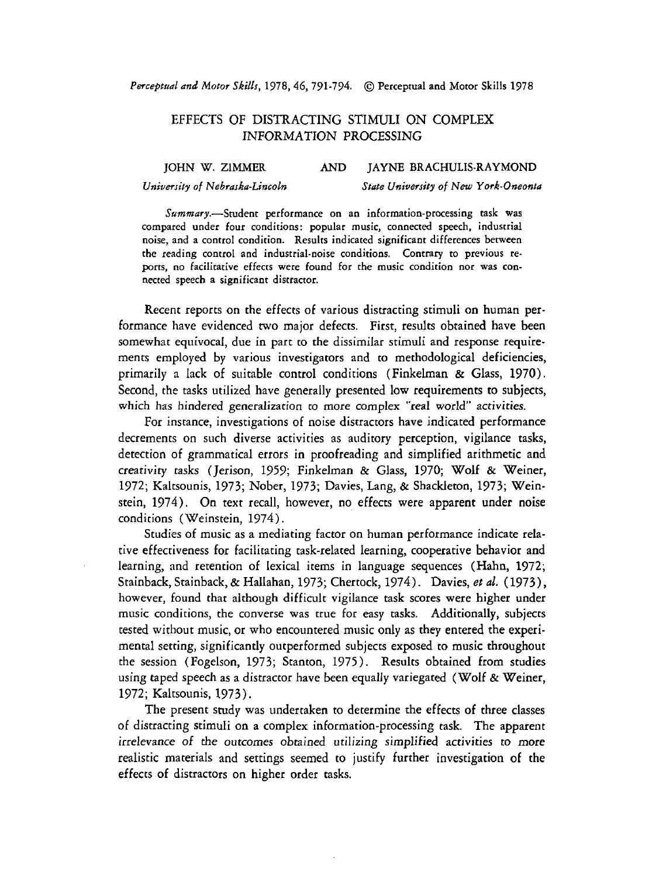# EFFECTS OF DISTRACTING STIMULI ON COMPLEX INFORMATION PROCESSING

JOHN W. ZIMMER AND JAYNE BRACHULIS-RAYMOND

*University of Nebraska-Lincoln* — *State University of New York-Oneonta*

*Summary*.—Student performance on an information-processing task was compared under four conditions: popular music, connected speech, industrial noise, and a control condition. Results indicated significant differences between the reading control and industrial-noise conditions. Contrary to previous reports, no facilitative effects were found for the music condition nor was connected speech a significant distractor.

Recent reports on the effects of various distracting stimuli on human performance have evidenced two major defects. First, results obtained have been somewhat equivocal, due in part to the dissimilar stimuli and response requirements employed by various investigators and to methodological deficiencies, primarily a lack of suitable control conditions (Finkelman & Glass, 1970). Second, the tasks utilized have generally presented low requirements to subjects, which has hindered generalization to more complex "real world" activities.

For instance, investigations of noise distractors have indicated performance decrements on such diverse activities as auditory perception, vigilance tasks, detection of grammatical errors in proofreading and simplified arithmetic and creativity tasks (Jerison, 1959; Finkelman & Glass, 1970; Wolf & Weiner, 1972; Kaltsounis, 1973; Nober, 1973; Davies, Lang, & Shackleton, 1973; Weinstein, 1974). On text recall, however, no effects were apparent under noise conditions (Weinstein, 1974).

Studies of music as a mediating factor on human performance indicate relative effectiveness for facilitating task-related learning, cooperative behavior and learning, and retention of lexical items in language sequences (Hahn, 1972; Stainback, Stainback, & Hallahan, 1973; Chertock, 1974). Davies, *et al.* (1973), however, found that although difficult vigilance task scores were higher under music conditions, the converse was true for easy tasks. Additionally, subjects tested without music, or who encountered music only as they entered the experimental setting, significantly outperformed subjects exposed to music throughout the session (Fogelson, 1973; Stanton, 1975). Results obtained from studies using taped speech as a distractor have been equally variegated (Wolf & Weiner, 1972; Kaltsounis, 1973).

The present study was undertaken to determine the effects of three classes of distracting stimuli on a complex information-processing task. The apparent irrelevance of the outcomes obtained utilizing simplified activities to more realistic materials and settings seemed to justify further investigation of the effects of distractors on higher order tasks.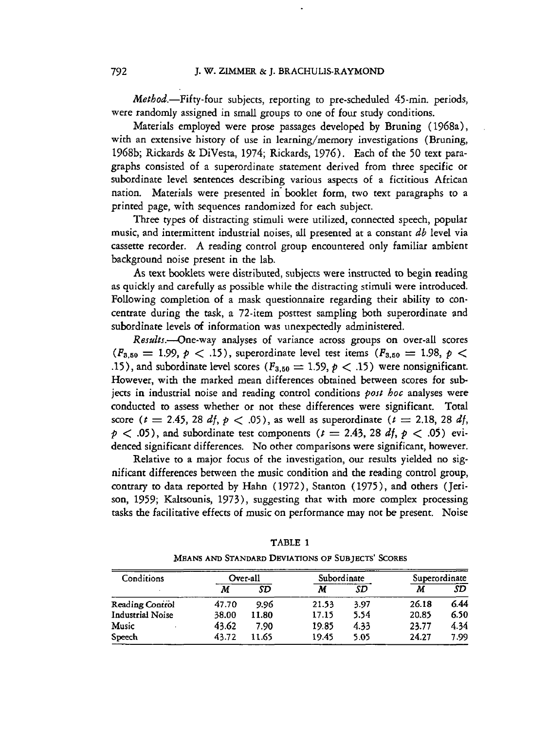*Method.*—Fifty-four subjects, reporting to pre-scheduled 45-min. periods, were randomly assigned in small groups to one of four study conditions.

Materials employed were prose passages developed by Bruning (1968a), with an extensive history of use in learning/memory investigations (Bruning, 1968b; Rickards & DiVesta, 1974; Rickards, 1976). Each of the 50 text paragraphs consisted of a superordinate statement derived from three specific or subordinate level sentences describing various aspects of a fictitious African nation. Materials were presented in booklet form, two text paragraphs to a printed page, with sequences randomized for each subject.

Three types of distracting stimuli were utilized, connected speech, popular music, and intermittent industrial noises, all presented at a constant *db* level via cassette recorder. A reading control group encountered only familiar ambient background noise present in the lab.

As text booklets were distributed, subjects were instructed to begin reading as quickly and carefully as possible while the distracting stimuli were introduced. Following completion of a mask questionnaire regarding their ability to concentrate during the task, a 72-item posttest sampling both superordinate and subordinate levels of information was unexpectedly administered.

*Results.*—One-way analyses of variance across groups on over-all scores ($F_{3,50} = 1.99$, $p < .15$), superordinate level test items ($F_{3,50} = 1.98$, $p < .15$), and subordinate level scores ($F_{3,50} = 1.59$, $p < .15$) were nonsignificant. However, with the marked mean differences obtained between scores for subjects in industrial noise and reading control conditions *post hoc* analyses were conducted to assess whether or not these differences were significant. Total score ($t = 2.45$, 28 *df*, $p < .05$), as well as superordinate ($t = 2.18$, 28 *df*, $p < .05$), and subordinate test components ($t = 2.43$, 28 *df*, $p < .05$) evidenced significant differences. No other comparisons were significant, however.

Relative to a major focus of the investigation, our results yielded no significant differences between the music condition and the reading control group, contrary to data reported by Hahn (1972), Stanton (1975), and others (Jerison, 1959; Kaltsounis, 1973), suggesting that with more complex processing tasks the facilitative effects of music on performance may not be present. Noise

TABLE 1

MEANS AND STANDARD DEVIATIONS OF SUBJECTS' SCORES

| Conditions | Over-all | | Subordinate | | Superordinate | |
|---|---|---|---|---|---|---|
| | *M* | *SD* | *M* | *SD* | *M* | *SD* |
| Reading Control | 47.70 | 9.96 | 21.53 | 3.97 | 26.18 | 6.44 |
| Industrial Noise | 38.00 | 11.80 | 17.15 | 5.54 | 20.85 | 6.50 |
| Music | 43.62 | 7.90 | 19.85 | 4.33 | 23.77 | 4.34 |
| Speech | 43.72 | 11.65 | 19.45 | 5.05 | 24.27 | 7.99 |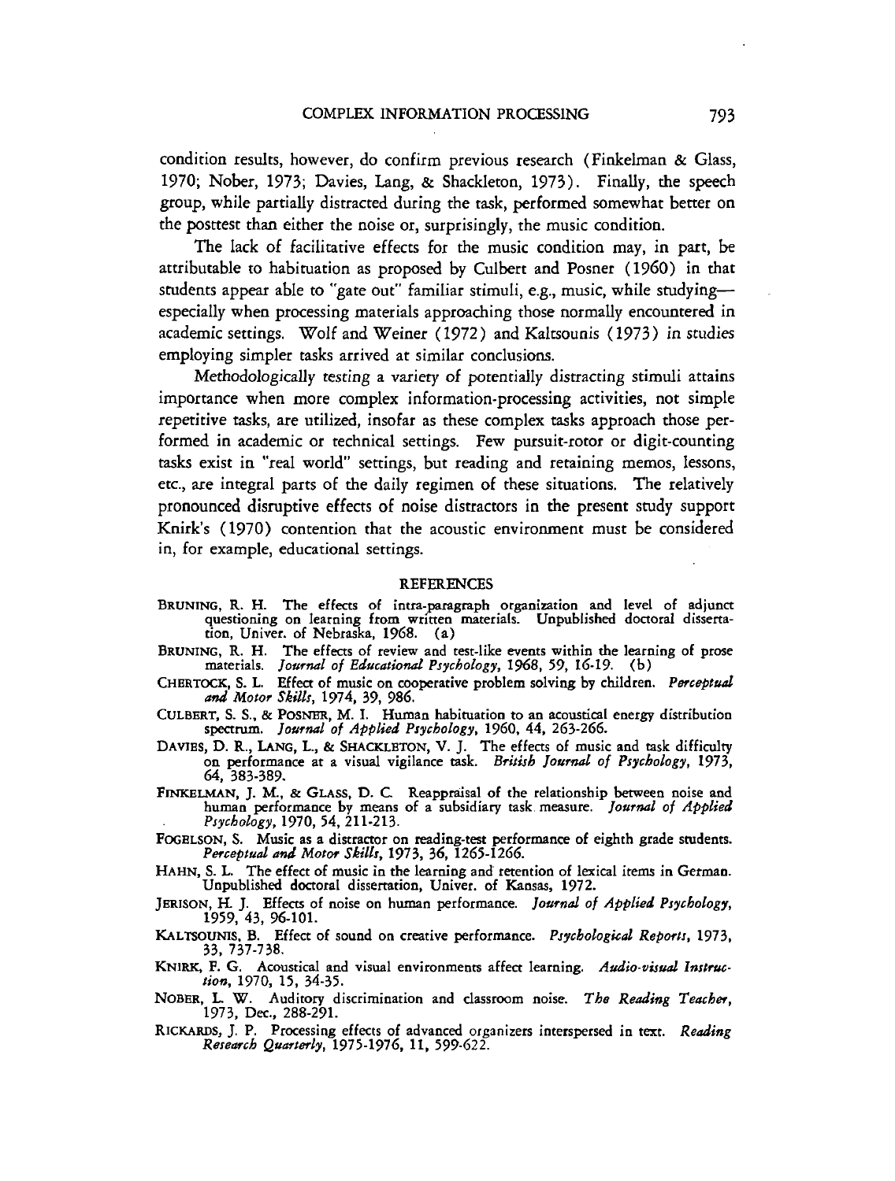condition results, however, do confirm previous research (Finkelman & Glass, 1970; Nober, 1973; Davies, Lang, & Shackleton, 1973). Finally, the speech group, while partially distracted during the task, performed somewhat better on the posttest than either the noise or, surprisingly, the music condition.

The lack of facilitative effects for the music condition may, in part, be attributable to habituation as proposed by Culbert and Posner (1960) in that students appear able to "gate out" familiar stimuli, e.g., music, while studying—especially when processing materials approaching those normally encountered in academic settings. Wolf and Weiner (1972) and Kaltsounis (1973) in studies employing simpler tasks arrived at similar conclusions.

Methodologically testing a variety of potentially distracting stimuli attains importance when more complex information-processing activities, not simple repetitive tasks, are utilized, insofar as these complex tasks approach those performed in academic or technical settings. Few pursuit-rotor or digit-counting tasks exist in "real world" settings, but reading and retaining memos, lessons, etc., are integral parts of the daily regimen of these situations. The relatively pronounced disruptive effects of noise distractors in the present study support Knirk's (1970) contention that the acoustic environment must be considered in, for example, educational settings.

## REFERENCES

BRUNING, R. H. The effects of intra-paragraph organization and level of adjunct questioning on learning from written materials. Unpublished doctoral dissertation, Univer. of Nebraska, 1968. (a)

BRUNING, R. H. The effects of review and test-like events within the learning of prose materials. *Journal of Educational Psychology*, 1968, 59, 16-19. (b)

CHERTOCK, S. L. Effect of music on cooperative problem solving by children. *Perceptual and Motor Skills*, 1974, 39, 986.

CULBERT, S. S., & POSNER, M. I. Human habituation to an acoustical energy distribution spectrum. *Journal of Applied Psychology*, 1960, 44, 263-266.

DAVIES, D. R., LANG, L., & SHACKLETON, V. J. The effects of music and task difficulty on performance at a visual vigilance task. *British Journal of Psychology*, 1973, 64, 383-389.

FINKELMAN, J. M., & GLASS, D. C. Reappraisal of the relationship between noise and human performance by means of a subsidiary task measure. *Journal of Applied Psychology*, 1970, 54, 211-213.

FOGELSON, S. Music as a distractor on reading-test performance of eighth grade students. *Perceptual and Motor Skills*, 1973, 36, 1265-1266.

HAHN, S. L. The effect of music in the learning and retention of lexical items in German. Unpublished doctoral dissertation, Univer. of Kansas, 1972.

JERISON, H. J. Effects of noise on human performance. *Journal of Applied Psychology*, 1959, 43, 96-101.

KALTSOUNIS, B. Effect of sound on creative performance. *Psychological Reports*, 1973, 33, 737-738.

KNIRK, F. G. Acoustical and visual environments affect learning. *Audio-visual Instruction*, 1970, 15, 34-35.

NOBER, L. W. Auditory discrimination and classroom noise. *The Reading Teacher*, 1973, Dec., 288-291.

RICKARDS, J. P. Processing effects of advanced organizers interspersed in text. *Reading Research Quarterly*, 1975-1976, 11, 599-622.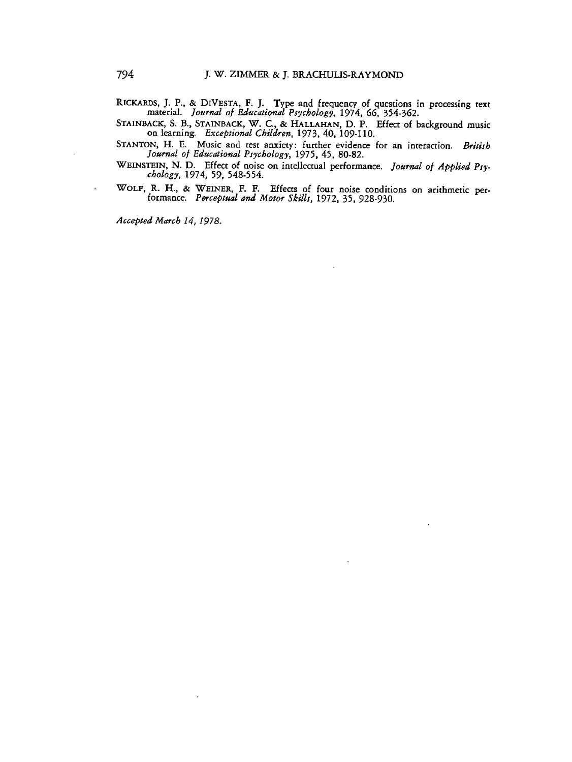RICKARDS, J. P., & DIVESTA, F. J. Type and frequency of questions in processing text material. *Journal of Educational Psychology*, 1974, 66, 354-362.

STAINBACK, S. B., STAINBACK, W. C., & HALLAHAN, D. P. Effect of background music on learning. *Exceptional Children*, 1973, 40, 109-110.

STANTON, H. E. Music and test anxiety: further evidence for an interaction. *British Journal of Educational Psychology*, 1975, 45, 80-82.

WEINSTEIN, N. D. Effect of noise on intellectual performance. *Journal of Applied Psychology*, 1974, 59, 548-554.

WOLF, R. H., & WEINER, F. F. Effects of four noise conditions on arithmetic performance. *Perceptual and Motor Skills*, 1972, 35, 928-930.

*Accepted March 14, 1978.*